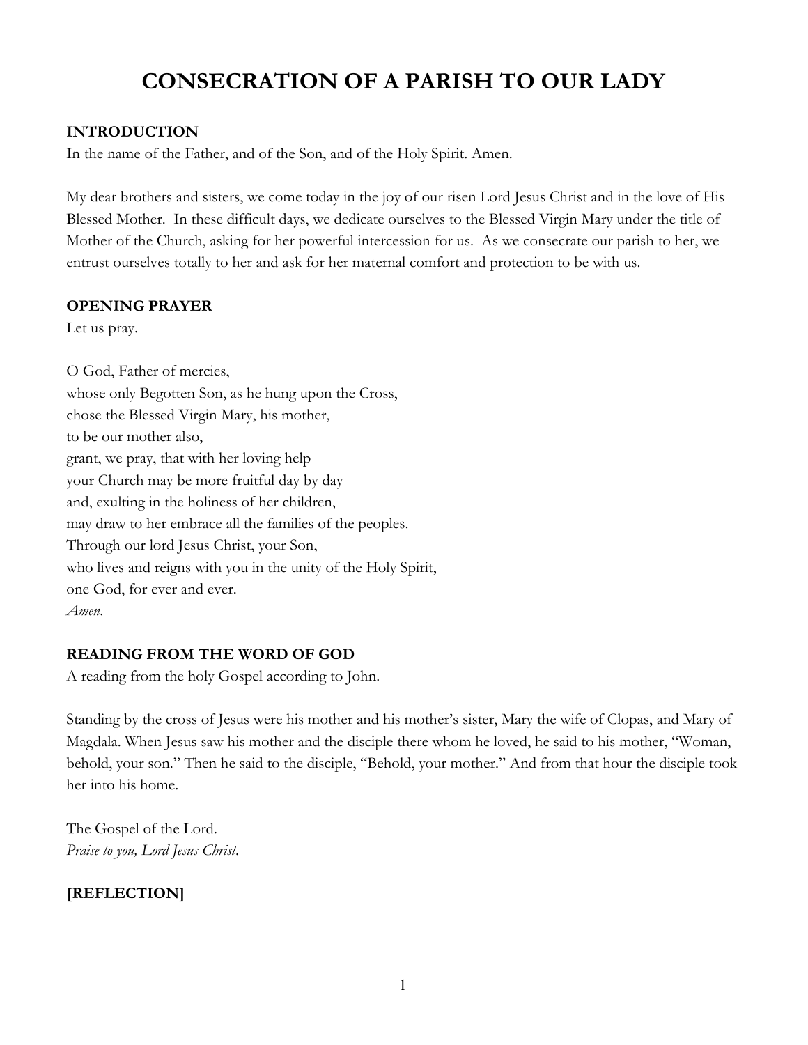# CONSECRATION OF A PARISH TO OUR LADY

**INTRODUCTION**

In the name of the Father, and of the Son, and of the Holy Spirit. Amen.

My dear brothers and sisters, we come today in the joy of our risen Lord Jesus Christ and in the love of His Blessed Mother. In these difficult days, we dedicate ourselves to the Blessed Virgin Mary under the title of Mother of the Church, asking for her powerful intercession for us. As we consecrate our parish to her, we entrust ourselves totally to her and ask for her maternal comfort and protection to be with us.

**OPENING PRAYER**

Let us pray.

O God, Father of mercies,
whose only Begotten Son, as he hung upon the Cross,
chose the Blessed Virgin Mary, his mother,
to be our mother also,
grant, we pray, that with her loving help
your Church may be more fruitful day by day
and, exulting in the holiness of her children,
may draw to her embrace all the families of the peoples.
Through our lord Jesus Christ, your Son,
who lives and reigns with you in the unity of the Holy Spirit,
one God, for ever and ever.
*Amen.*

**READING FROM THE WORD OF GOD**

A reading from the holy Gospel according to John.

Standing by the cross of Jesus were his mother and his mother's sister, Mary the wife of Clopas, and Mary of Magdala. When Jesus saw his mother and the disciple there whom he loved, he said to his mother, "Woman, behold, your son." Then he said to the disciple, "Behold, your mother." And from that hour the disciple took her into his home.

The Gospel of the Lord.
*Praise to you, Lord Jesus Christ.*

**[REFLECTION]**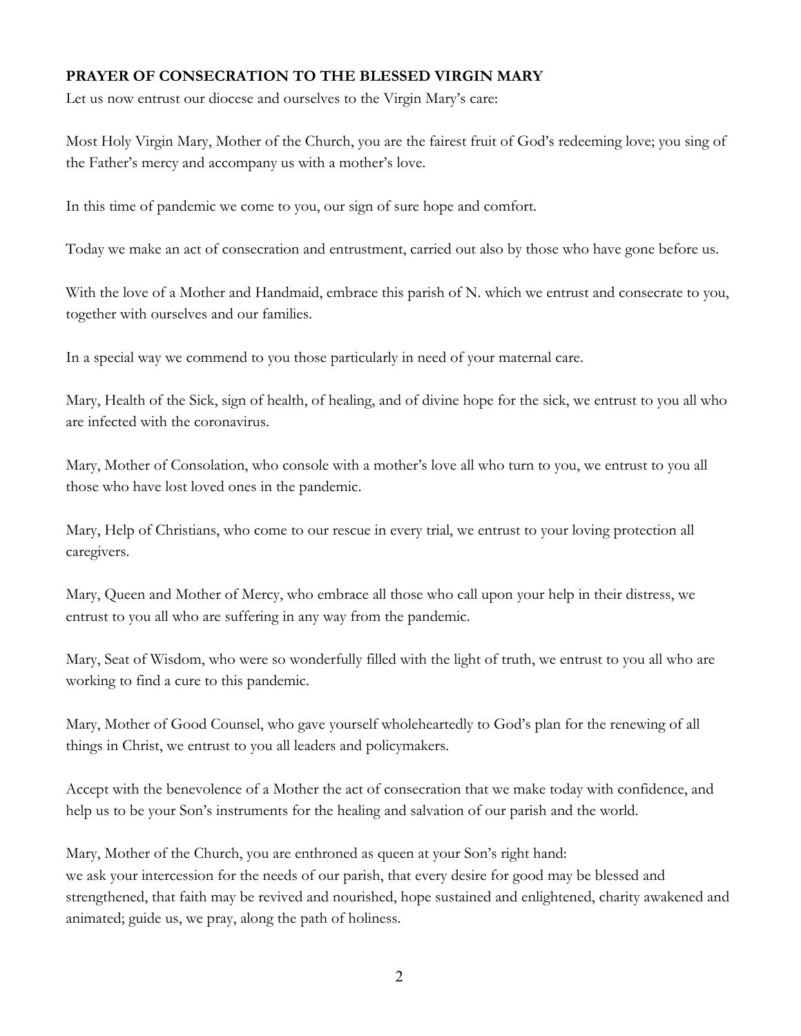**PRAYER OF CONSECRATION TO THE BLESSED VIRGIN MARY**

Let us now entrust our diocese and ourselves to the Virgin Mary's care:

Most Holy Virgin Mary, Mother of the Church, you are the fairest fruit of God's redeeming love; you sing of the Father's mercy and accompany us with a mother's love.

In this time of pandemic we come to you, our sign of sure hope and comfort.

Today we make an act of consecration and entrustment, carried out also by those who have gone before us.

With the love of a Mother and Handmaid, embrace this parish of N. which we entrust and consecrate to you, together with ourselves and our families.

In a special way we commend to you those particularly in need of your maternal care.

Mary, Health of the Sick, sign of health, of healing, and of divine hope for the sick, we entrust to you all who are infected with the coronavirus.

Mary, Mother of Consolation, who console with a mother's love all who turn to you, we entrust to you all those who have lost loved ones in the pandemic.

Mary, Help of Christians, who come to our rescue in every trial, we entrust to your loving protection all caregivers.

Mary, Queen and Mother of Mercy, who embrace all those who call upon your help in their distress, we entrust to you all who are suffering in any way from the pandemic.

Mary, Seat of Wisdom, who were so wonderfully filled with the light of truth, we entrust to you all who are working to find a cure to this pandemic.

Mary, Mother of Good Counsel, who gave yourself wholeheartedly to God's plan for the renewing of all things in Christ, we entrust to you all leaders and policymakers.

Accept with the benevolence of a Mother the act of consecration that we make today with confidence, and help us to be your Son's instruments for the healing and salvation of our parish and the world.

Mary, Mother of the Church, you are enthroned as queen at your Son's right hand:
we ask your intercession for the needs of our parish, that every desire for good may be blessed and strengthened, that faith may be revived and nourished, hope sustained and enlightened, charity awakened and animated; guide us, we pray, along the path of holiness.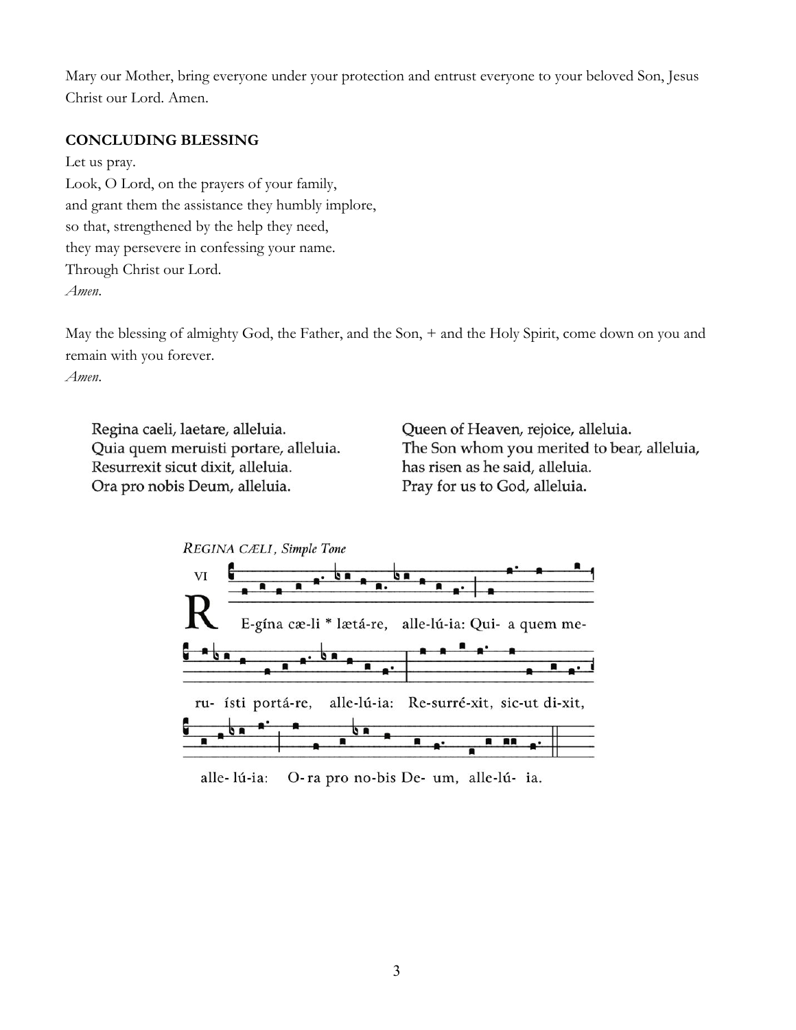Mary our Mother, bring everyone under your protection and entrust everyone to your beloved Son, Jesus Christ our Lord. Amen.

**CONCLUDING BLESSING**

Let us pray.
Look, O Lord, on the prayers of your family,
and grant them the assistance they humbly implore,
so that, strengthened by the help they need,
they may persevere in confessing your name.
Through Christ our Lord.
*Amen.*

May the blessing of almighty God, the Father, and the Son, + and the Holy Spirit, come down on you and remain with you forever.
*Amen.*

Regina caeli, laetare, alleluia.
Quia quem meruisti portare, alleluia.
Resurrexit sicut dixit, alleluia.
Ora pro nobis Deum, alleluia.

Queen of Heaven, rejoice, alleluia.
The Son whom you merited to bear, alleluia,
has risen as he said, alleluia.
Pray for us to God, alleluia.

*REGINA CÆLI, Simple Tone*

VI

R E-gína cæ-li * lætá-re, alle-lú-ia: Qui- a quem me-

ru- ísti portá-re, alle-lú-ia: Re-surré-xit, sic-ut di-xit,

alle- lú-ia: O-ra pro no-bis De- um, alle-lú- ia.